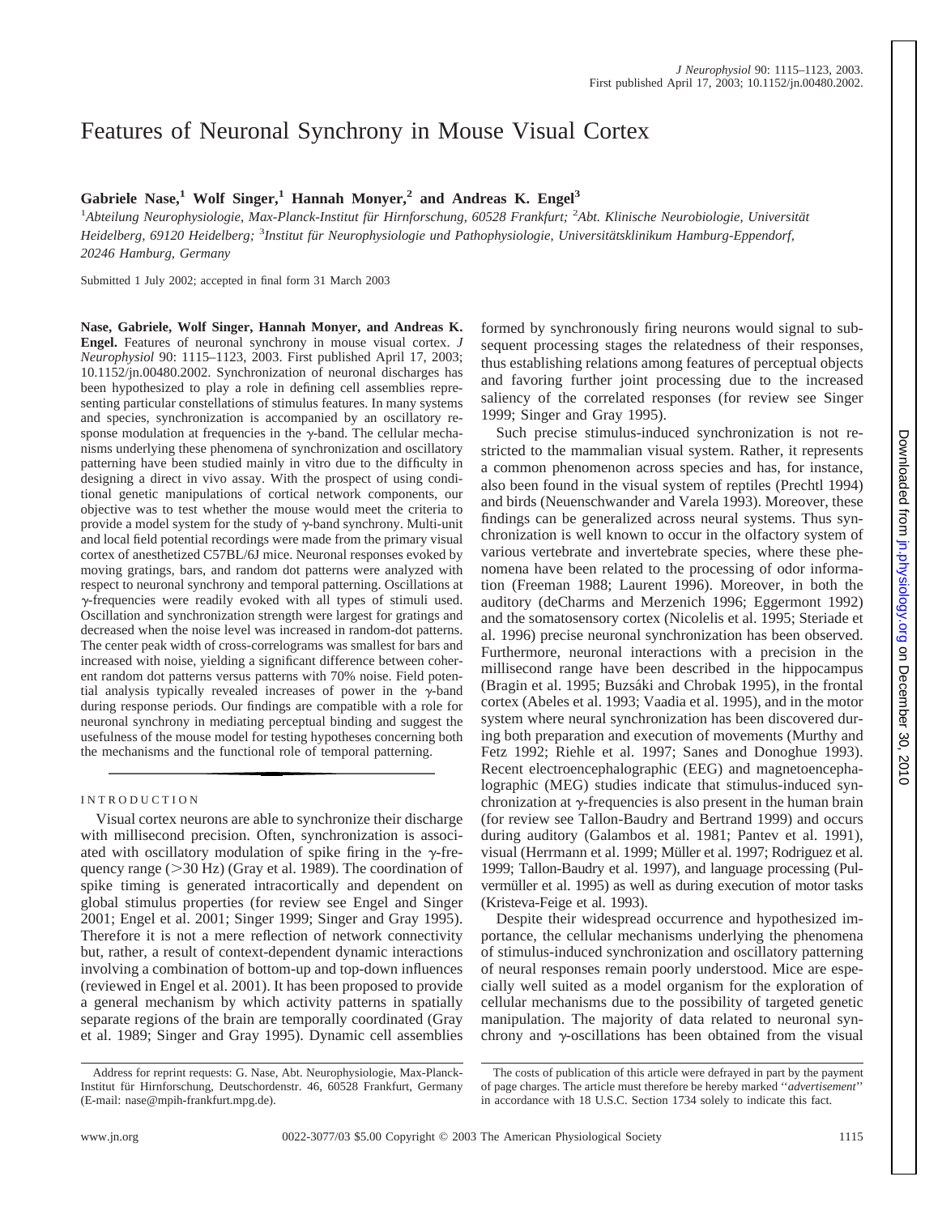# Features of Neuronal Synchrony in Mouse Visual Cortex

**Gabriele Nase,[1] Wolf Singer,[1] Hannah Monyer,[2] and Andreas K. Engel[3]**

[1]*Abteilung Neurophysiologie, Max-Planck-Institut für Hirnforschung, 60528 Frankfurt;* [2]*Abt. Klinische Neurobiologie, Universität Heidelberg, 69120 Heidelberg;* [3]*Institut für Neurophysiologie und Pathophysiologie, Universitätsklinikum Hamburg-Eppendorf, 20246 Hamburg, Germany*

Submitted 1 July 2002; accepted in final form 31 March 2003

**Nase, Gabriele, Wolf Singer, Hannah Monyer, and Andreas K. Engel.** Features of neuronal synchrony in mouse visual cortex. *J Neurophysiol* 90: 1115–1123, 2003. First published April 17, 2003; 10.1152/jn.00480.2002. Synchronization of neuronal discharges has been hypothesized to play a role in defining cell assemblies representing particular constellations of stimulus features. In many systems and species, synchronization is accompanied by an oscillatory response modulation at frequencies in the γ-band. The cellular mechanisms underlying these phenomena of synchronization and oscillatory patterning have been studied mainly in vitro due to the difficulty in designing a direct in vivo assay. With the prospect of using conditional genetic manipulations of cortical network components, our objective was to test whether the mouse would meet the criteria to provide a model system for the study of γ-band synchrony. Multi-unit and local field potential recordings were made from the primary visual cortex of anesthetized C57BL/6J mice. Neuronal responses evoked by moving gratings, bars, and random dot patterns were analyzed with respect to neuronal synchrony and temporal patterning. Oscillations at γ-frequencies were readily evoked with all types of stimuli used. Oscillation and synchronization strength were largest for gratings and decreased when the noise level was increased in random-dot patterns. The center peak width of cross-correlograms was smallest for bars and increased with noise, yielding a significant difference between coherent random dot patterns versus patterns with 70% noise. Field potential analysis typically revealed increases of power in the γ-band during response periods. Our findings are compatible with a role for neuronal synchrony in mediating perceptual binding and suggest the usefulness of the mouse model for testing hypotheses concerning both the mechanisms and the functional role of temporal patterning.

## INTRODUCTION

Visual cortex neurons are able to synchronize their discharge with millisecond precision. Often, synchronization is associated with oscillatory modulation of spike firing in the γ-frequency range (>30 Hz) (Gray et al. 1989). The coordination of spike timing is generated intracortically and dependent on global stimulus properties (for review see Engel and Singer 2001; Engel et al. 2001; Singer 1999; Singer and Gray 1995). Therefore it is not a mere reflection of network connectivity but, rather, a result of context-dependent dynamic interactions involving a combination of bottom-up and top-down influences (reviewed in Engel et al. 2001). It has been proposed to provide a general mechanism by which activity patterns in spatially separate regions of the brain are temporally coordinated (Gray et al. 1989; Singer and Gray 1995). Dynamic cell assemblies formed by synchronously firing neurons would signal to subsequent processing stages the relatedness of their responses, thus establishing relations among features of perceptual objects and favoring further joint processing due to the increased saliency of the correlated responses (for review see Singer 1999; Singer and Gray 1995).

Such precise stimulus-induced synchronization is not restricted to the mammalian visual system. Rather, it represents a common phenomenon across species and has, for instance, also been found in the visual system of reptiles (Prechtl 1994) and birds (Neuenschwander and Varela 1993). Moreover, these findings can be generalized across neural systems. Thus synchronization is well known to occur in the olfactory system of various vertebrate and invertebrate species, where these phenomena have been related to the processing of odor information (Freeman 1988; Laurent 1996). Moreover, in both the auditory (deCharms and Merzenich 1996; Eggermont 1992) and the somatosensory cortex (Nicolelis et al. 1995; Steriade et al. 1996) precise neuronal synchronization has been observed. Furthermore, neuronal interactions with a precision in the millisecond range have been described in the hippocampus (Bragin et al. 1995; Buzsáki and Chrobak 1995), in the frontal cortex (Abeles et al. 1993; Vaadia et al. 1995), and in the motor system where neural synchronization has been discovered during both preparation and execution of movements (Murthy and Fetz 1992; Riehle et al. 1997; Sanes and Donoghue 1993). Recent electroencephalographic (EEG) and magnetoencephalographic (MEG) studies indicate that stimulus-induced synchronization at γ-frequencies is also present in the human brain (for review see Tallon-Baudry and Bertrand 1999) and occurs during auditory (Galambos et al. 1981; Pantev et al. 1991), visual (Herrmann et al. 1999; Müller et al. 1997; Rodriguez et al. 1999; Tallon-Baudry et al. 1997), and language processing (Pulvermüller et al. 1995) as well as during execution of motor tasks (Kristeva-Feige et al. 1993).

Despite their widespread occurrence and hypothesized importance, the cellular mechanisms underlying the phenomena of stimulus-induced synchronization and oscillatory patterning of neural responses remain poorly understood. Mice are especially well suited as a model organism for the exploration of cellular mechanisms due to the possibility of targeted genetic manipulation. The majority of data related to neuronal synchrony and γ-oscillations has been obtained from the visual

Address for reprint requests: G. Nase, Abt. Neurophysiologie, Max-Planck-Institut für Hirnforschung, Deutschordenstr. 46, 60528 Frankfurt, Germany (E-mail: nase@mpih-frankfurt.mpg.de).

The costs of publication of this article were defrayed in part by the payment of page charges. The article must therefore be hereby marked "*advertisement*" in accordance with 18 U.S.C. Section 1734 solely to indicate this fact.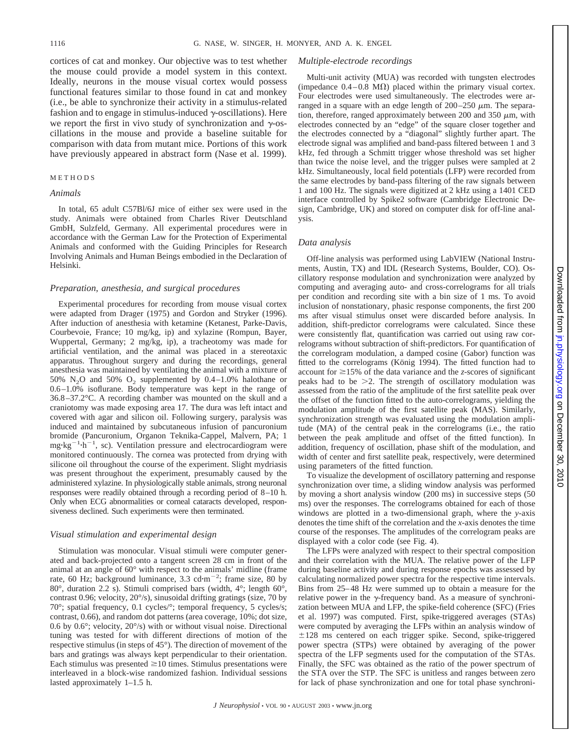cortices of cat and monkey. Our objective was to test whether the mouse could provide a model system in this context. Ideally, neurons in the mouse visual cortex would possess functional features similar to those found in cat and monkey (i.e., be able to synchronize their activity in a stimulus-related fashion and to engage in stimulus-induced γ-oscillations). Here we report the first in vivo study of synchronization and γ-oscillations in the mouse and provide a baseline suitable for comparison with data from mutant mice. Portions of this work have previously appeared in abstract form (Nase et al. 1999).

## METHODS

### Animals

In total, 65 adult C57Bl/6J mice of either sex were used in the study. Animals were obtained from Charles River Deutschland GmbH, Sulzfeld, Germany. All experimental procedures were in accordance with the German Law for the Protection of Experimental Animals and conformed with the Guiding Principles for Research Involving Animals and Human Beings embodied in the Declaration of Helsinki.

### Preparation, anesthesia, and surgical procedures

Experimental procedures for recording from mouse visual cortex were adapted from Drager (1975) and Gordon and Stryker (1996). After induction of anesthesia with ketamine (Ketanest, Parke-Davis, Courbevoie, France; 10 mg/kg, ip) and xylazine (Rompun, Bayer, Wuppertal, Germany; 2 mg/kg, ip), a tracheotomy was made for artificial ventilation, and the animal was placed in a stereotaxic apparatus. Throughout surgery and during the recordings, general anesthesia was maintained by ventilating the animal with a mixture of 50% $N_2O$ and 50% $O_2$ supplemented by 0.4–1.0% halothane or 0.6–1.0% isoflurane. Body temperature was kept in the range of 36.8–37.2°C. A recording chamber was mounted on the skull and a craniotomy was made exposing area 17. The dura was left intact and covered with agar and silicon oil. Following surgery, paralysis was induced and maintained by subcutaneous infusion of pancuronium bromide (Pancuronium, Organon Teknika-Cappel, Malvern, PA; 1 $mg \cdot kg^{-1} \cdot h^{-1}$, sc). Ventilation pressure and electrocardiogram were monitored continuously. The cornea was protected from drying with silicone oil throughout the course of the experiment. Slight mydriasis was present throughout the experiment, presumably caused by the administered xylazine. In physiologically stable animals, strong neuronal responses were readily obtained through a recording period of 8–10 h. Only when ECG abnormalities or corneal cataracts developed, responsiveness declined. Such experiments were then terminated.

### Visual stimulation and experimental design

Stimulation was monocular. Visual stimuli were computer generated and back-projected onto a tangent screen 28 cm in front of the animal at an angle of 60° with respect to the animals' midline (frame rate, 60 Hz; background luminance, 3.3 $cd \cdot m^{-2}$; frame size, 80 by 80°, duration 2.2 s). Stimuli comprised bars (width, 4°; length 60°, contrast 0.96; velocity, 20°/s), sinusoidal drifting gratings (size, 70 by 70°; spatial frequency, 0.1 cycles/°; temporal frequency, 5 cycles/s; contrast, 0.66), and random dot patterns (area coverage, 10%; dot size, 0.6 by 0.6°; velocity, 20°/s) with or without visual noise. Directional tuning was tested for with different directions of motion of the respective stimulus (in steps of 45°). The direction of movement of the bars and gratings was always kept perpendicular to their orientation. Each stimulus was presented ≥10 times. Stimulus presentations were interleaved in a block-wise randomized fashion. Individual sessions lasted approximately 1–1.5 h.

### Multiple-electrode recordings

Multi-unit activity (MUA) was recorded with tungsten electrodes (impedance 0.4–0.8 MΩ) placed within the primary visual cortex. Four electrodes were used simultaneously. The electrodes were arranged in a square with an edge length of 200–250 μm. The separation, therefore, ranged approximately between 200 and 350 μm, with electrodes connected by an "edge" of the square closer together and the electrodes connected by a "diagonal" slightly further apart. The electrode signal was amplified and band-pass filtered between 1 and 3 kHz, fed through a Schmitt trigger whose threshold was set higher than twice the noise level, and the trigger pulses were sampled at 2 kHz. Simultaneously, local field potentials (LFP) were recorded from the same electrodes by band-pass filtering of the raw signals between 1 and 100 Hz. The signals were digitized at 2 kHz using a 1401 CED interface controlled by Spike2 software (Cambridge Electronic Design, Cambridge, UK) and stored on computer disk for off-line analysis.

### Data analysis

Off-line analysis was performed using LabVIEW (National Instruments, Austin, TX) and IDL (Research Systems, Boulder, CO). Oscillatory response modulation and synchronization were analyzed by computing and averaging auto- and cross-correlograms for all trials per condition and recording site with a bin size of 1 ms. To avoid inclusion of nonstationary, phasic response components, the first 200 ms after visual stimulus onset were discarded before analysis. In addition, shift-predictor correlograms were calculated. Since these were consistently flat, quantification was carried out using raw correlograms without subtraction of shift-predictors. For quantification of the correlogram modulation, a damped cosine (Gabor) function was fitted to the correlograms (König 1994). The fitted function had to account for ≥15% of the data variance and the *z*-scores of significant peaks had to be >2. The strength of oscillatory modulation was assessed from the ratio of the amplitude of the first satellite peak over the offset of the function fitted to the auto-correlograms, yielding the modulation amplitude of the first satellite peak (MAS). Similarly, synchronization strength was evaluated using the modulation amplitude (MA) of the central peak in the correlograms (i.e., the ratio between the peak amplitude and offset of the fitted function). In addition, frequency of oscillation, phase shift of the modulation, and width of center and first satellite peak, respectively, were determined using parameters of the fitted function.

To visualize the development of oscillatory patterning and response synchronization over time, a sliding window analysis was performed by moving a short analysis window (200 ms) in successive steps (50 ms) over the responses. The correlograms obtained for each of those windows are plotted in a two-dimensional graph, where the *y*-axis denotes the time shift of the correlation and the *x*-axis denotes the time course of the responses. The amplitudes of the correlogram peaks are displayed with a color code (see Fig. 4).

The LFPs were analyzed with respect to their spectral composition and their correlation with the MUA. The relative power of the LFP during baseline activity and during response epochs was assessed by calculating normalized power spectra for the respective time intervals. Bins from 25–48 Hz were summed up to obtain a measure for the relative power in the γ-frequency band. As a measure of synchronization between MUA and LFP, the spike-field coherence (SFC) (Fries et al. 1997) was computed. First, spike-triggered averages (STAs) were computed by averaging the LFPs within an analysis window of ±128 ms centered on each trigger spike. Second, spike-triggered power spectra (STPs) were obtained by averaging of the power spectra of the LFP segments used for the computation of the STAs. Finally, the SFC was obtained as the ratio of the power spectrum of the STA over the STP. The SFC is unitless and ranges between zero for lack of phase synchronization and one for total phase synchroni-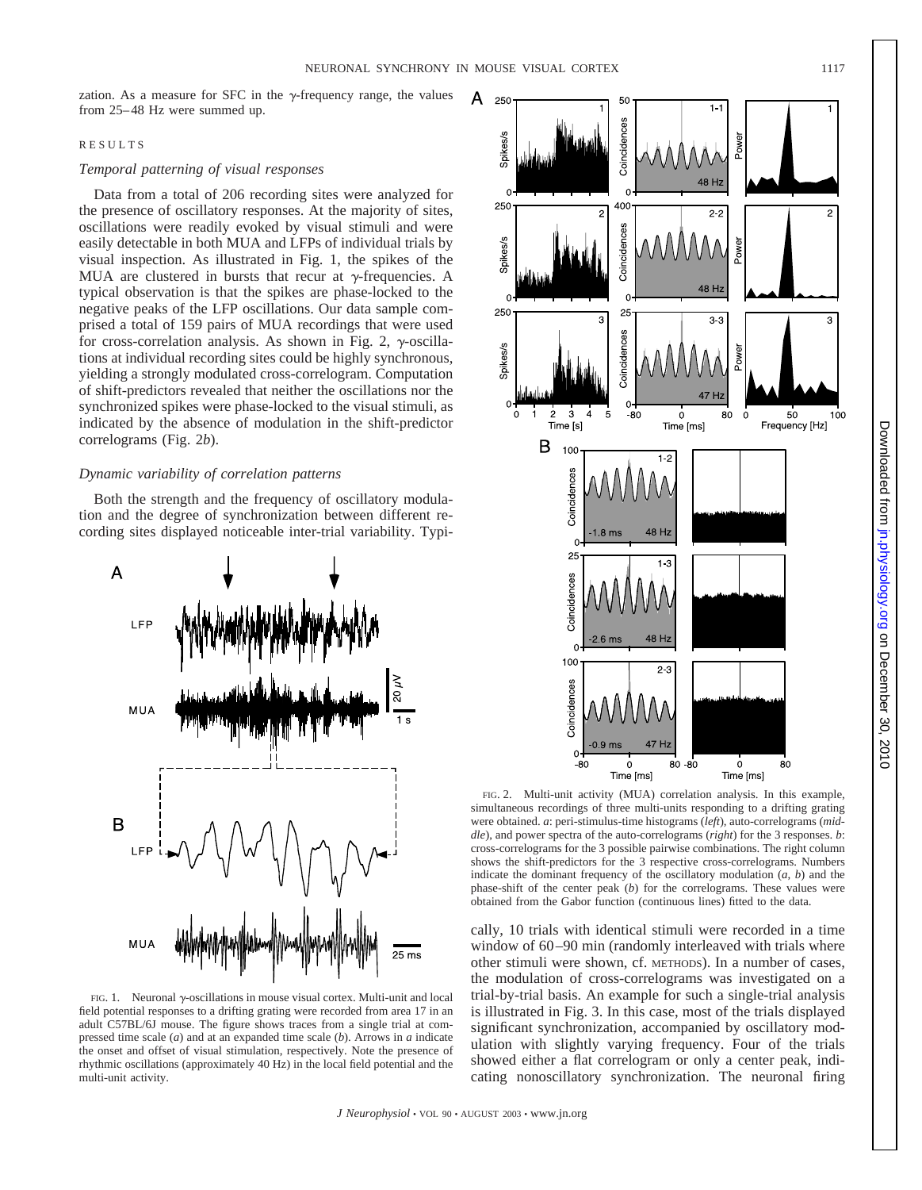zation. As a measure for SFC in the γ-frequency range, the values from 25–48 Hz were summed up.

## RESULTS

### *Temporal patterning of visual responses*

Data from a total of 206 recording sites were analyzed for the presence of oscillatory responses. At the majority of sites, oscillations were readily evoked by visual stimuli and were easily detectable in both MUA and LFPs of individual trials by visual inspection. As illustrated in Fig. 1, the spikes of the MUA are clustered in bursts that recur at γ-frequencies. A typical observation is that the spikes are phase-locked to the negative peaks of the LFP oscillations. Our data sample comprised a total of 159 pairs of MUA recordings that were used for cross-correlation analysis. As shown in Fig. 2, γ-oscillations at individual recording sites could be highly synchronous, yielding a strongly modulated cross-correlogram. Computation of shift-predictors revealed that neither the oscillations nor the synchronized spikes were phase-locked to the visual stimuli, as indicated by the absence of modulation in the shift-predictor correlograms (Fig. 2*b*).

### *Dynamic variability of correlation patterns*

Both the strength and the frequency of oscillatory modulation and the degree of synchronization between different recording sites displayed noticeable inter-trial variability. Typically, 10 trials with identical stimuli were recorded in a time window of 60–90 min (randomly interleaved with trials where other stimuli were shown, cf. METHODS). In a number of cases, the modulation of cross-correlograms was investigated on a trial-by-trial basis. An example for such a single-trial analysis is illustrated in Fig. 3. In this case, most of the trials displayed significant synchronization, accompanied by oscillatory modulation with slightly varying frequency. Four of the trials showed either a flat correlogram or only a center peak, indicating nonoscillatory synchronization. The neuronal firing

FIG. 1. Neuronal γ-oscillations in mouse visual cortex. Multi-unit and local field potential responses to a drifting grating were recorded from area 17 in an adult C57BL/6J mouse. The figure shows traces from a single trial at compressed time scale (*a*) and at an expanded time scale (*b*). Arrows in *a* indicate the onset and offset of visual stimulation, respectively. Note the presence of rhythmic oscillations (approximately 40 Hz) in the local field potential and the multi-unit activity.

FIG. 2. Multi-unit activity (MUA) correlation analysis. In this example, simultaneous recordings of three multi-units responding to a drifting grating were obtained. *a*: peri-stimulus-time histograms (*left*), auto-correlograms (*middle*), and power spectra of the auto-correlograms (*right*) for the 3 responses. *b*: cross-correlograms for the 3 possible pairwise combinations. The right column shows the shift-predictors for the 3 respective cross-correlograms. Numbers indicate the dominant frequency of the oscillatory modulation (*a*, *b*) and the phase-shift of the center peak (*b*) for the correlograms. These values were obtained from the Gabor function (continuous lines) fitted to the data.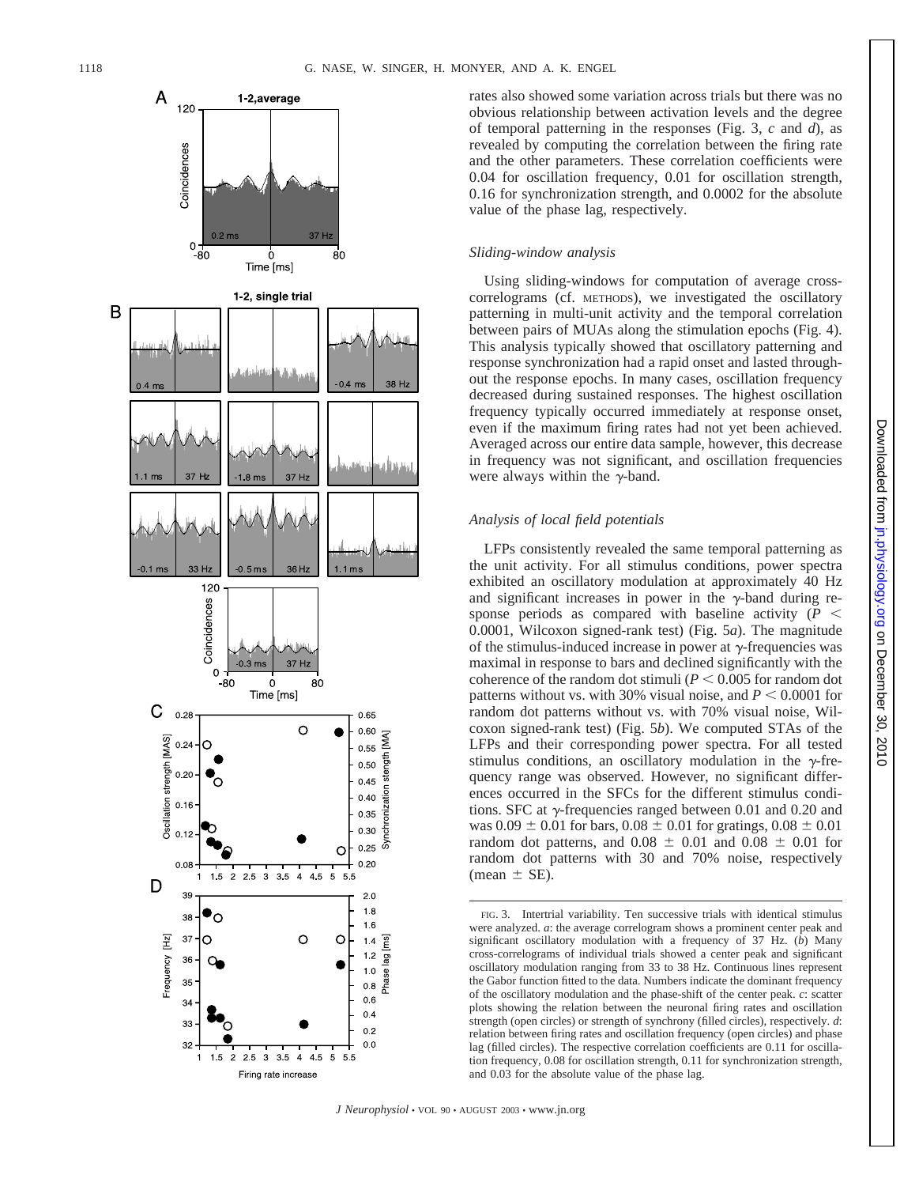rates also showed some variation across trials but there was no obvious relationship between activation levels and the degree of temporal patterning in the responses (Fig. 3, *c* and *d*), as revealed by computing the correlation between the firing rate and the other parameters. These correlation coefficients were 0.04 for oscillation frequency, 0.01 for oscillation strength, 0.16 for synchronization strength, and 0.0002 for the absolute value of the phase lag, respectively.

### *Sliding-window analysis*

Using sliding-windows for computation of average cross-correlograms (cf. METHODS), we investigated the oscillatory patterning in multi-unit activity and the temporal correlation between pairs of MUAs along the stimulation epochs (Fig. 4). This analysis typically showed that oscillatory patterning and response synchronization had a rapid onset and lasted throughout the response epochs. In many cases, oscillation frequency decreased during sustained responses. The highest oscillation frequency typically occurred immediately at response onset, even if the maximum firing rates had not yet been achieved. Averaged across our entire data sample, however, this decrease in frequency was not significant, and oscillation frequencies were always within the γ-band.

### *Analysis of local field potentials*

LFPs consistently revealed the same temporal patterning as the unit activity. For all stimulus conditions, power spectra exhibited an oscillatory modulation at approximately 40 Hz and significant increases in power in the γ-band during response periods as compared with baseline activity ($P < 0.0001$, Wilcoxon signed-rank test) (Fig. 5*a*). The magnitude of the stimulus-induced increase in power at γ-frequencies was maximal in response to bars and declined significantly with the coherence of the random dot stimuli ($P < 0.005$ for random dot patterns without vs. with 30% visual noise, and $P < 0.0001$ for random dot patterns without vs. with 70% visual noise, Wilcoxon signed-rank test) (Fig. 5*b*). We computed STAs of the LFPs and their corresponding power spectra. For all tested stimulus conditions, an oscillatory modulation in the γ-frequency range was observed. However, no significant differences occurred in the SFCs for the different stimulus conditions. SFC at γ-frequencies ranged between 0.01 and 0.20 and was $0.09 \pm 0.01$ for bars, $0.08 \pm 0.01$ for gratings, $0.08 \pm 0.01$ random dot patterns, and $0.08 \pm 0.01$ and $0.08 \pm 0.01$ for random dot patterns with 30 and 70% noise, respectively (mean ± SE).

FIG. 3. Intertrial variability. Ten successive trials with identical stimulus were analyzed. *a*: the average correlogram shows a prominent center peak and significant oscillatory modulation with a frequency of 37 Hz. (*b*) Many cross-correlograms of individual trials showed a center peak and significant oscillatory modulation ranging from 33 to 38 Hz. Continuous lines represent the Gabor function fitted to the data. Numbers indicate the dominant frequency of the oscillatory modulation and the phase-shift of the center peak. *c*: scatter plots showing the relation between the neuronal firing rates and oscillation strength (open circles) or strength of synchrony (filled circles), respectively. *d*: relation between firing rates and oscillation frequency (open circles) and phase lag (filled circles). The respective correlation coefficients are 0.11 for oscillation frequency, 0.08 for oscillation strength, 0.11 for synchronization strength, and 0.03 for the absolute value of the phase lag.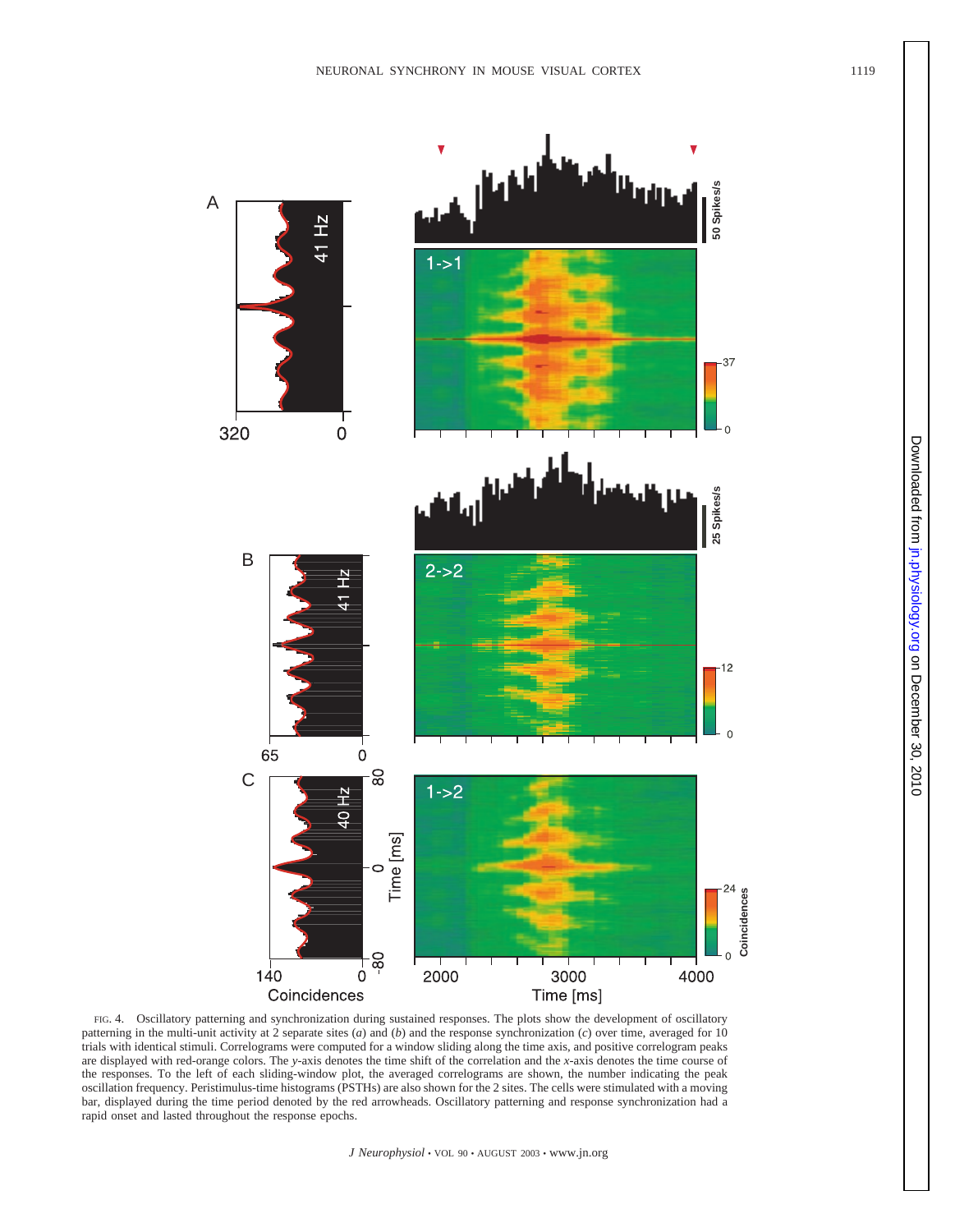FIG. 4. Oscillatory patterning and synchronization during sustained responses. The plots show the development of oscillatory patterning in the multi-unit activity at 2 separate sites (*a*) and (*b*) and the response synchronization (*c*) over time, averaged for 10 trials with identical stimuli. Correlograms were computed for a window sliding along the time axis, and positive correlogram peaks are displayed with red-orange colors. The *y*-axis denotes the time shift of the correlation and the *x*-axis denotes the time course of the responses. To the left of each sliding-window plot, the averaged correlograms are shown, the number indicating the peak oscillation frequency. Peristimulus-time histograms (PSTHs) are also shown for the 2 sites. The cells were stimulated with a moving bar, displayed during the time period denoted by the red arrowheads. Oscillatory patterning and response synchronization had a rapid onset and lasted throughout the response epochs.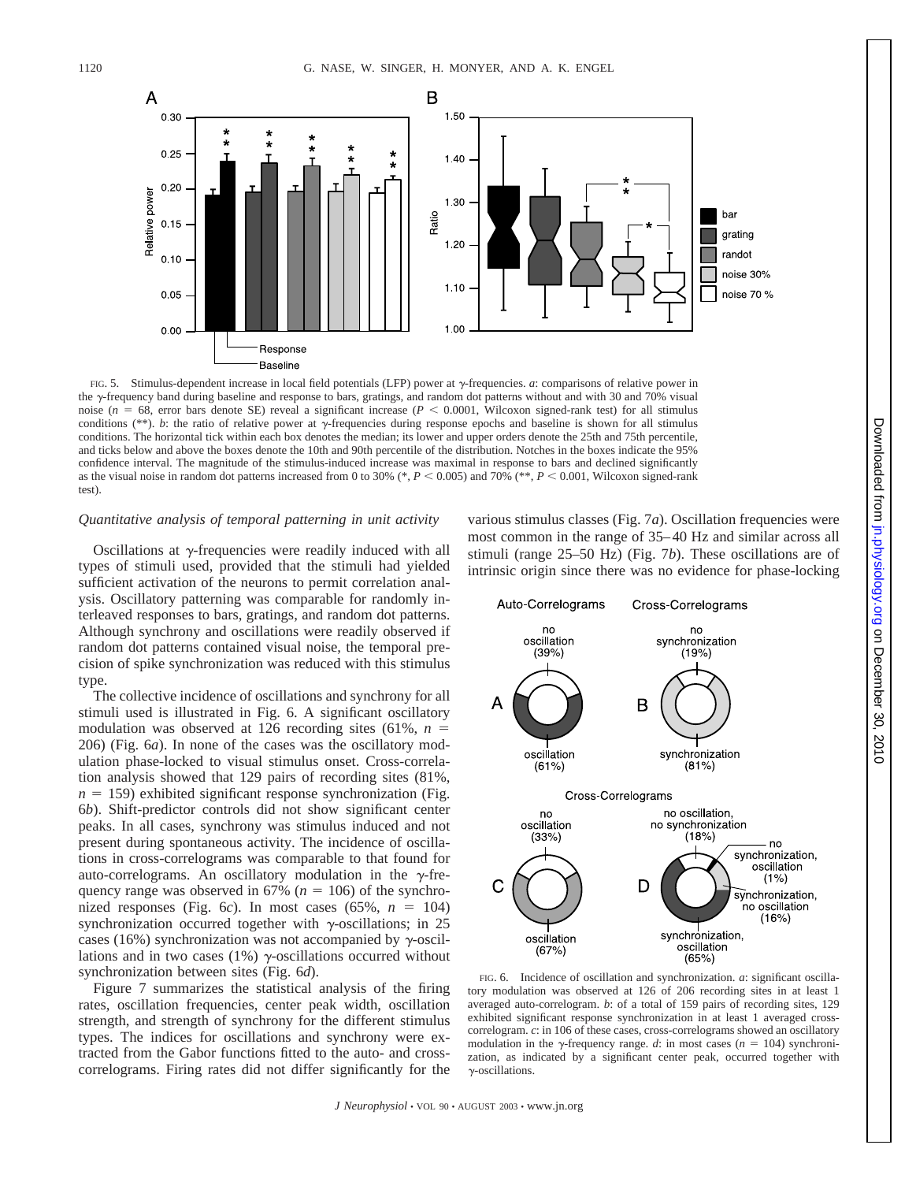FIG. 5. Stimulus-dependent increase in local field potentials (LFP) power at γ-frequencies. *a*: comparisons of relative power in the γ-frequency band during baseline and response to bars, gratings, and random dot patterns without and with 30 and 70% visual noise ($n$ = 68, error bars denote SE) reveal a significant increase ($P < 0.0001$, Wilcoxon signed-rank test) for all stimulus conditions (**). *b*: the ratio of relative power at γ-frequencies during response epochs and baseline is shown for all stimulus conditions. The horizontal tick within each box denotes the median; its lower and upper orders denote the 25th and 75th percentile, and ticks below and above the boxes denote the 10th and 90th percentile of the distribution. Notches in the boxes indicate the 95% confidence interval. The magnitude of the stimulus-induced increase was maximal in response to bars and declined significantly as the visual noise in random dot patterns increased from 0 to 30% (*, $P < 0.005$) and 70% (**, $P < 0.001$, Wilcoxon signed-rank test).

### *Quantitative analysis of temporal patterning in unit activity*

Oscillations at γ-frequencies were readily induced with all types of stimuli used, provided that the stimuli had yielded sufficient activation of the neurons to permit correlation analysis. Oscillatory patterning was comparable for randomly interleaved responses to bars, gratings, and random dot patterns. Although synchrony and oscillations were readily observed if random dot patterns contained visual noise, the temporal precision of spike synchronization was reduced with this stimulus type.

The collective incidence of oscillations and synchrony for all stimuli used is illustrated in Fig. 6. A significant oscillatory modulation was observed at 126 recording sites (61%, $n$ = 206) (Fig. 6*a*). In none of the cases was the oscillatory modulation phase-locked to visual stimulus onset. Cross-correlation analysis showed that 129 pairs of recording sites (81%, $n$ = 159) exhibited significant response synchronization (Fig. 6*b*). Shift-predictor controls did not show significant center peaks. In all cases, synchrony was stimulus induced and not present during spontaneous activity. The incidence of oscillations in cross-correlograms was comparable to that found for auto-correlograms. An oscillatory modulation in the γ-frequency range was observed in 67% ($n$ = 106) of the synchronized responses (Fig. 6*c*). In most cases (65%, $n$ = 104) synchronization occurred together with γ-oscillations; in 25 cases (16%) synchronization was not accompanied by γ-oscillations and in two cases (1%) γ-oscillations occurred without synchronization between sites (Fig. 6*d*).

Figure 7 summarizes the statistical analysis of the firing rates, oscillation frequencies, center peak width, oscillation strength, and strength of synchrony for the different stimulus types. The indices for oscillations and synchrony were extracted from the Gabor functions fitted to the auto- and cross-correlograms. Firing rates did not differ significantly for the various stimulus classes (Fig. 7*a*). Oscillation frequencies were most common in the range of 35–40 Hz and similar across all stimuli (range 25–50 Hz) (Fig. 7*b*). These oscillations are of intrinsic origin since there was no evidence for phase-locking

FIG. 6. Incidence of oscillation and synchronization. *a*: significant oscillatory modulation was observed at 126 of 206 recording sites in at least 1 averaged auto-correlogram. *b*: of a total of 159 pairs of recording sites, 129 exhibited significant response synchronization in at least 1 averaged cross-correlogram. *c*: in 106 of these cases, cross-correlograms showed an oscillatory modulation in the γ-frequency range. *d*: in most cases ($n$ = 104) synchronization, as indicated by a significant center peak, occurred together with γ-oscillations.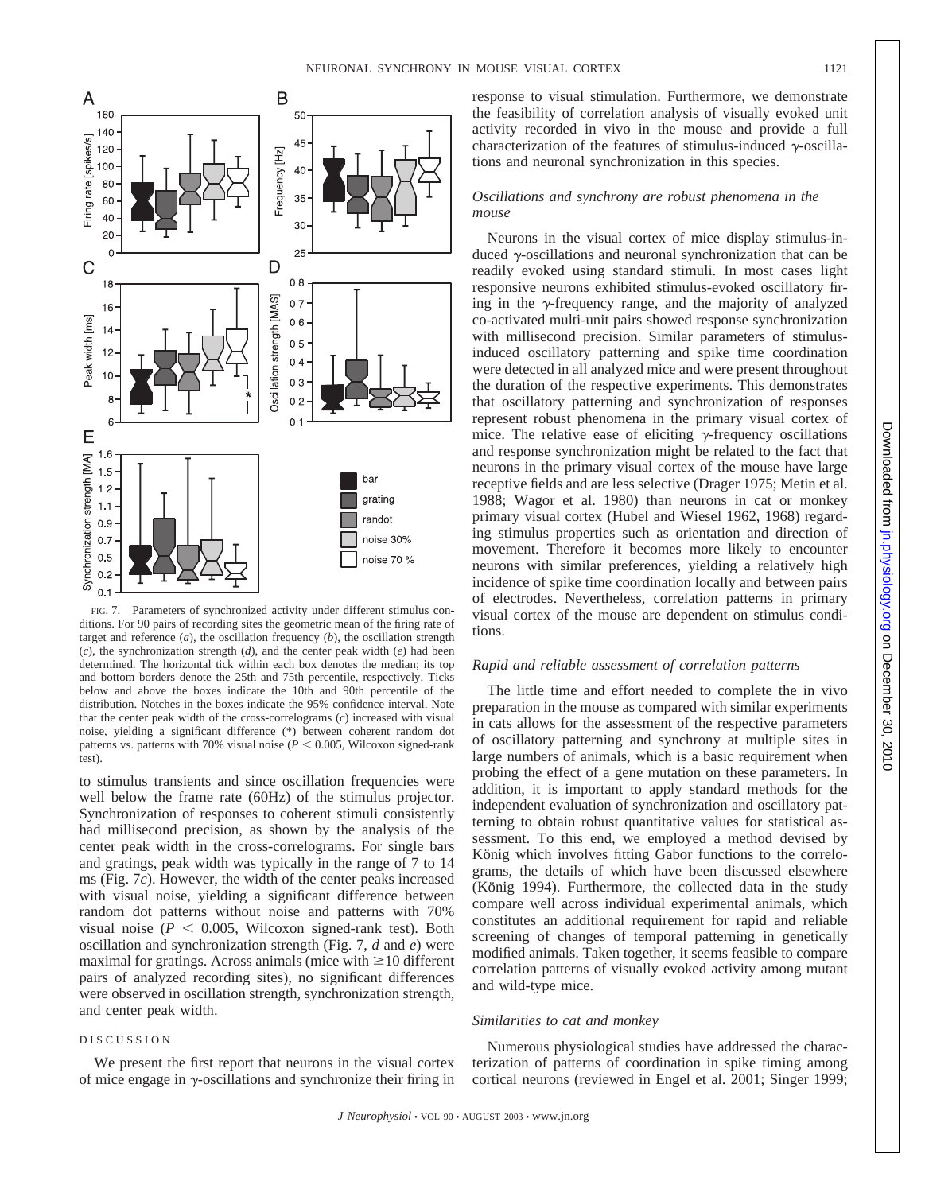FIG. 7. Parameters of synchronized activity under different stimulus conditions. For 90 pairs of recording sites the geometric mean of the firing rate of target and reference (*a*), the oscillation frequency (*b*), the oscillation strength (*c*), the synchronization strength (*d*), and the center peak width (*e*) had been determined. The horizontal tick within each box denotes the median; its top and bottom borders denote the 25th and 75th percentile, respectively. Ticks below and above the boxes indicate the 10th and 90th percentile of the distribution. Notches in the boxes indicate the 95% confidence interval. Note that the center peak width of the cross-correlograms (*c*) increased with visual noise, yielding a significant difference (*) between coherent random dot patterns vs. patterns with 70% visual noise ($P < 0.005$, Wilcoxon signed-rank test).

to stimulus transients and since oscillation frequencies were well below the frame rate (60Hz) of the stimulus projector. Synchronization of responses to coherent stimuli consistently had millisecond precision, as shown by the analysis of the center peak width in the cross-correlograms. For single bars and gratings, peak width was typically in the range of 7 to 14 ms (Fig. 7*c*). However, the width of the center peaks increased with visual noise, yielding a significant difference between random dot patterns without noise and patterns with 70% visual noise ($P < 0.005$, Wilcoxon signed-rank test). Both oscillation and synchronization strength (Fig. 7, *d* and *e*) were maximal for gratings. Across animals (mice with $\geq$10 different pairs of analyzed recording sites), no significant differences were observed in oscillation strength, synchronization strength, and center peak width.

## DISCUSSION

We present the first report that neurons in the visual cortex of mice engage in γ-oscillations and synchronize their firing in response to visual stimulation. Furthermore, we demonstrate the feasibility of correlation analysis of visually evoked unit activity recorded in vivo in the mouse and provide a full characterization of the features of stimulus-induced γ-oscillations and neuronal synchronization in this species.

### *Oscillations and synchrony are robust phenomena in the mouse*

Neurons in the visual cortex of mice display stimulus-induced γ-oscillations and neuronal synchronization that can be readily evoked using standard stimuli. In most cases light responsive neurons exhibited stimulus-evoked oscillatory firing in the γ-frequency range, and the majority of analyzed co-activated multi-unit pairs showed response synchronization with millisecond precision. Similar parameters of stimulus-induced oscillatory patterning and spike time coordination were detected in all analyzed mice and were present throughout the duration of the respective experiments. This demonstrates that oscillatory patterning and synchronization of responses represent robust phenomena in the primary visual cortex of mice. The relative ease of eliciting γ-frequency oscillations and response synchronization might be related to the fact that neurons in the primary visual cortex of the mouse have large receptive fields and are less selective (Drager 1975; Metin et al. 1988; Wagor et al. 1980) than neurons in cat or monkey primary visual cortex (Hubel and Wiesel 1962, 1968) regarding stimulus properties such as orientation and direction of movement. Therefore it becomes more likely to encounter neurons with similar preferences, yielding a relatively high incidence of spike time coordination locally and between pairs of electrodes. Nevertheless, correlation patterns in primary visual cortex of the mouse are dependent on stimulus conditions.

### *Rapid and reliable assessment of correlation patterns*

The little time and effort needed to complete the in vivo preparation in the mouse as compared with similar experiments in cats allows for the assessment of the respective parameters of oscillatory patterning and synchrony at multiple sites in large numbers of animals, which is a basic requirement when probing the effect of a gene mutation on these parameters. In addition, it is important to apply standard methods for the independent evaluation of synchronization and oscillatory patterning to obtain robust quantitative values for statistical assessment. To this end, we employed a method devised by König which involves fitting Gabor functions to the correlograms, the details of which have been discussed elsewhere (König 1994). Furthermore, the collected data in the study compare well across individual experimental animals, which constitutes an additional requirement for rapid and reliable screening of changes of temporal patterning in genetically modified animals. Taken together, it seems feasible to compare correlation patterns of visually evoked activity among mutant and wild-type mice.

### *Similarities to cat and monkey*

Numerous physiological studies have addressed the characterization of patterns of coordination in spike timing among cortical neurons (reviewed in Engel et al. 2001; Singer 1999;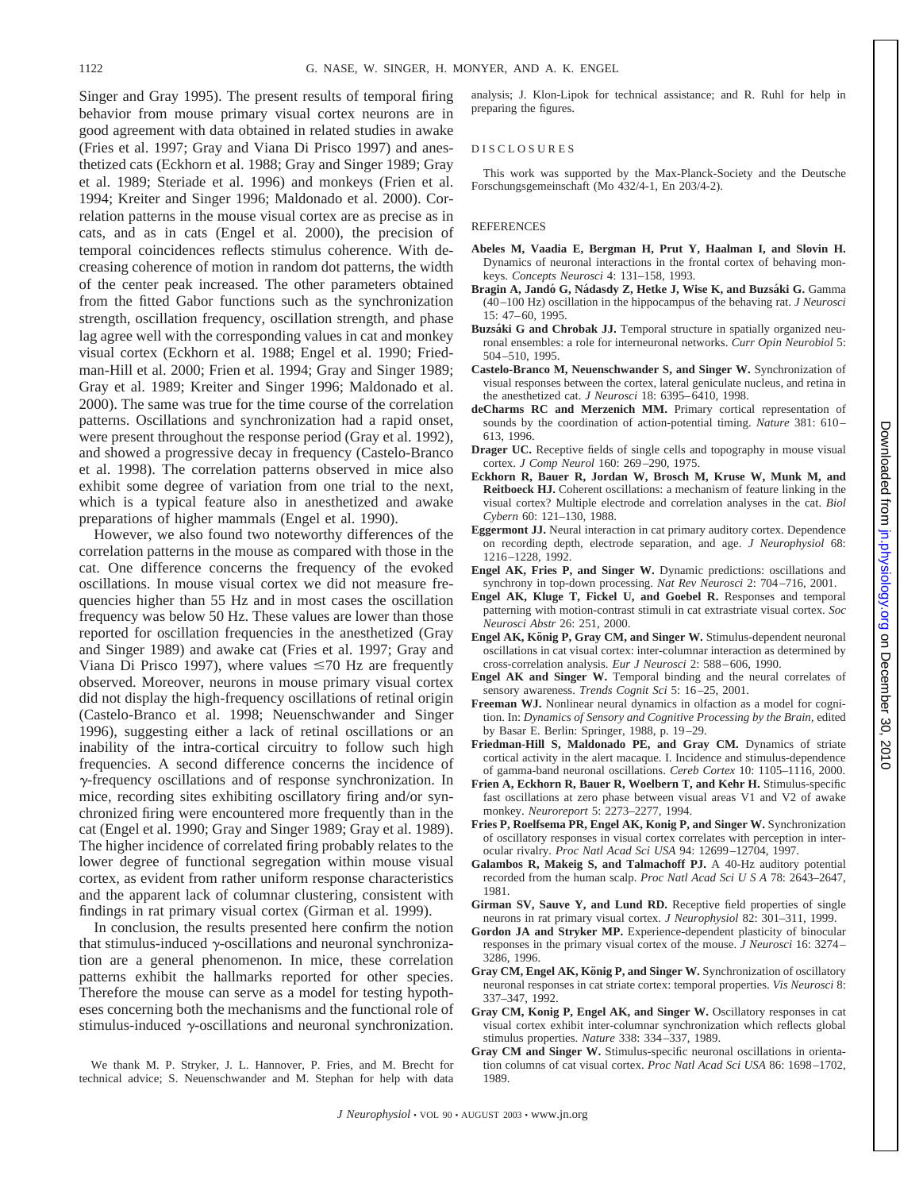Singer and Gray 1995). The present results of temporal firing behavior from mouse primary visual cortex neurons are in good agreement with data obtained in related studies in awake (Fries et al. 1997; Gray and Viana Di Prisco 1997) and anesthetized cats (Eckhorn et al. 1988; Gray and Singer 1989; Gray et al. 1989; Steriade et al. 1996) and monkeys (Frien et al. 1994; Kreiter and Singer 1996; Maldonado et al. 2000). Correlation patterns in the mouse visual cortex are as precise as in cats, and as in cats (Engel et al. 2000), the precision of temporal coincidences reflects stimulus coherence. With decreasing coherence of motion in random dot patterns, the width of the center peak increased. The other parameters obtained from the fitted Gabor functions such as the synchronization strength, oscillation frequency, oscillation strength, and phase lag agree well with the corresponding values in cat and monkey visual cortex (Eckhorn et al. 1988; Engel et al. 1990; Friedman-Hill et al. 2000; Frien et al. 1994; Gray and Singer 1989; Gray et al. 1989; Kreiter and Singer 1996; Maldonado et al. 2000). The same was true for the time course of the correlation patterns. Oscillations and synchronization had a rapid onset, were present throughout the response period (Gray et al. 1992), and showed a progressive decay in frequency (Castelo-Branco et al. 1998). The correlation patterns observed in mice also exhibit some degree of variation from one trial to the next, which is a typical feature also in anesthetized and awake preparations of higher mammals (Engel et al. 1990).

However, we also found two noteworthy differences of the correlation patterns in the mouse as compared with those in the cat. One difference concerns the frequency of the evoked oscillations. In mouse visual cortex we did not measure frequencies higher than 55 Hz and in most cases the oscillation frequency was below 50 Hz. These values are lower than those reported for oscillation frequencies in the anesthetized (Gray and Singer 1989) and awake cat (Fries et al. 1997; Gray and Viana Di Prisco 1997), where values $\leq$70 Hz are frequently observed. Moreover, neurons in mouse primary visual cortex did not display the high-frequency oscillations of retinal origin (Castelo-Branco et al. 1998; Neuenschwander and Singer 1996), suggesting either a lack of retinal oscillations or an inability of the intra-cortical circuitry to follow such high frequencies. A second difference concerns the incidence of $\gamma$-frequency oscillations and of response synchronization. In mice, recording sites exhibiting oscillatory firing and/or synchronized firing were encountered more frequently than in the cat (Engel et al. 1990; Gray and Singer 1989; Gray et al. 1989). The higher incidence of correlated firing probably relates to the lower degree of functional segregation within mouse visual cortex, as evident from rather uniform response characteristics and the apparent lack of columnar clustering, consistent with findings in rat primary visual cortex (Girman et al. 1999).

In conclusion, the results presented here confirm the notion that stimulus-induced $\gamma$-oscillations and neuronal synchronization are a general phenomenon. In mice, these correlation patterns exhibit the hallmarks reported for other species. Therefore the mouse can serve as a model for testing hypotheses concerning both the mechanisms and the functional role of stimulus-induced $\gamma$-oscillations and neuronal synchronization.

We thank M. P. Stryker, J. L. Hannover, P. Fries, and M. Brecht for technical advice; S. Neuenschwander and M. Stephan for help with data analysis; J. Klon-Lipok for technical assistance; and R. Ruhl for help in preparing the figures.

## DISCLOSURES

This work was supported by the Max-Planck-Society and the Deutsche Forschungsgemeinschaft (Mo 432/4-1, En 203/4-2).

## REFERENCES

**Abeles M, Vaadia E, Bergman H, Prut Y, Haalman I, and Slovin H.** Dynamics of neuronal interactions in the frontal cortex of behaving monkeys. *Concepts Neurosci* 4: 131–158, 1993.

**Bragin A, Jandó G, Nádasdy Z, Hetke J, Wise K, and Buzsáki G.** Gamma (40–100 Hz) oscillation in the hippocampus of the behaving rat. *J Neurosci* 15: 47–60, 1995.

**Buzsáki G and Chrobak JJ.** Temporal structure in spatially organized neuronal ensembles: a role for interneuronal networks. *Curr Opin Neurobiol* 5: 504–510, 1995.

**Castelo-Branco M, Neuenschwander S, and Singer W.** Synchronization of visual responses between the cortex, lateral geniculate nucleus, and retina in the anesthetized cat. *J Neurosci* 18: 6395–6410, 1998.

**deCharms RC and Merzenich MM.** Primary cortical representation of sounds by the coordination of action-potential timing. *Nature* 381: 610–613, 1996.

**Drager UC.** Receptive fields of single cells and topography in mouse visual cortex. *J Comp Neurol* 160: 269–290, 1975.

**Eckhorn R, Bauer R, Jordan W, Brosch M, Kruse W, Munk M, and Reitboeck HJ.** Coherent oscillations: a mechanism of feature linking in the visual cortex? Multiple electrode and correlation analyses in the cat. *Biol Cybern* 60: 121–130, 1988.

**Eggermont JJ.** Neural interaction in cat primary auditory cortex. Dependence on recording depth, electrode separation, and age. *J Neurophysiol* 68: 1216–1228, 1992.

**Engel AK, Fries P, and Singer W.** Dynamic predictions: oscillations and synchrony in top-down processing. *Nat Rev Neurosci* 2: 704–716, 2001.

**Engel AK, Kluge T, Fickel U, and Goebel R.** Responses and temporal patterning with motion-contrast stimuli in cat extrastriate visual cortex. *Soc Neurosci Abstr* 26: 251, 2000.

**Engel AK, König P, Gray CM, and Singer W.** Stimulus-dependent neuronal oscillations in cat visual cortex: inter-columnar interaction as determined by cross-correlation analysis. *Eur J Neurosci* 2: 588–606, 1990.

**Engel AK and Singer W.** Temporal binding and the neural correlates of sensory awareness. *Trends Cognit Sci* 5: 16–25, 2001.

**Freeman WJ.** Nonlinear neural dynamics in olfaction as a model for cognition. In: *Dynamics of Sensory and Cognitive Processing by the Brain*, edited by Basar E. Berlin: Springer, 1988, p. 19–29.

**Friedman-Hill S, Maldonado PE, and Gray CM.** Dynamics of striate cortical activity in the alert macaque. I. Incidence and stimulus-dependence of gamma-band neuronal oscillations. *Cereb Cortex* 10: 1105–1116, 2000.

**Frien A, Eckhorn R, Bauer R, Woelbern T, and Kehr H.** Stimulus-specific fast oscillations at zero phase between visual areas V1 and V2 of awake monkey. *Neuroreport* 5: 2273–2277, 1994.

**Fries P, Roelfsema PR, Engel AK, Konig P, and Singer W.** Synchronization of oscillatory responses in visual cortex correlates with perception in interocular rivalry. *Proc Natl Acad Sci USA* 94: 12699–12704, 1997.

**Galambos R, Makeig S, and Talmachoff PJ.** A 40-Hz auditory potential recorded from the human scalp. *Proc Natl Acad Sci U S A* 78: 2643–2647, 1981.

**Girman SV, Sauve Y, and Lund RD.** Receptive field properties of single neurons in rat primary visual cortex. *J Neurophysiol* 82: 301–311, 1999.

**Gordon JA and Stryker MP.** Experience-dependent plasticity of binocular responses in the primary visual cortex of the mouse. *J Neurosci* 16: 3274–3286, 1996.

**Gray CM, Engel AK, König P, and Singer W.** Synchronization of oscillatory neuronal responses in cat striate cortex: temporal properties. *Vis Neurosci* 8: 337–347, 1992.

**Gray CM, Konig P, Engel AK, and Singer W.** Oscillatory responses in cat visual cortex exhibit inter-columnar synchronization which reflects global stimulus properties. *Nature* 338: 334–337, 1989.

**Gray CM and Singer W.** Stimulus-specific neuronal oscillations in orientation columns of cat visual cortex. *Proc Natl Acad Sci USA* 86: 1698–1702, 1989.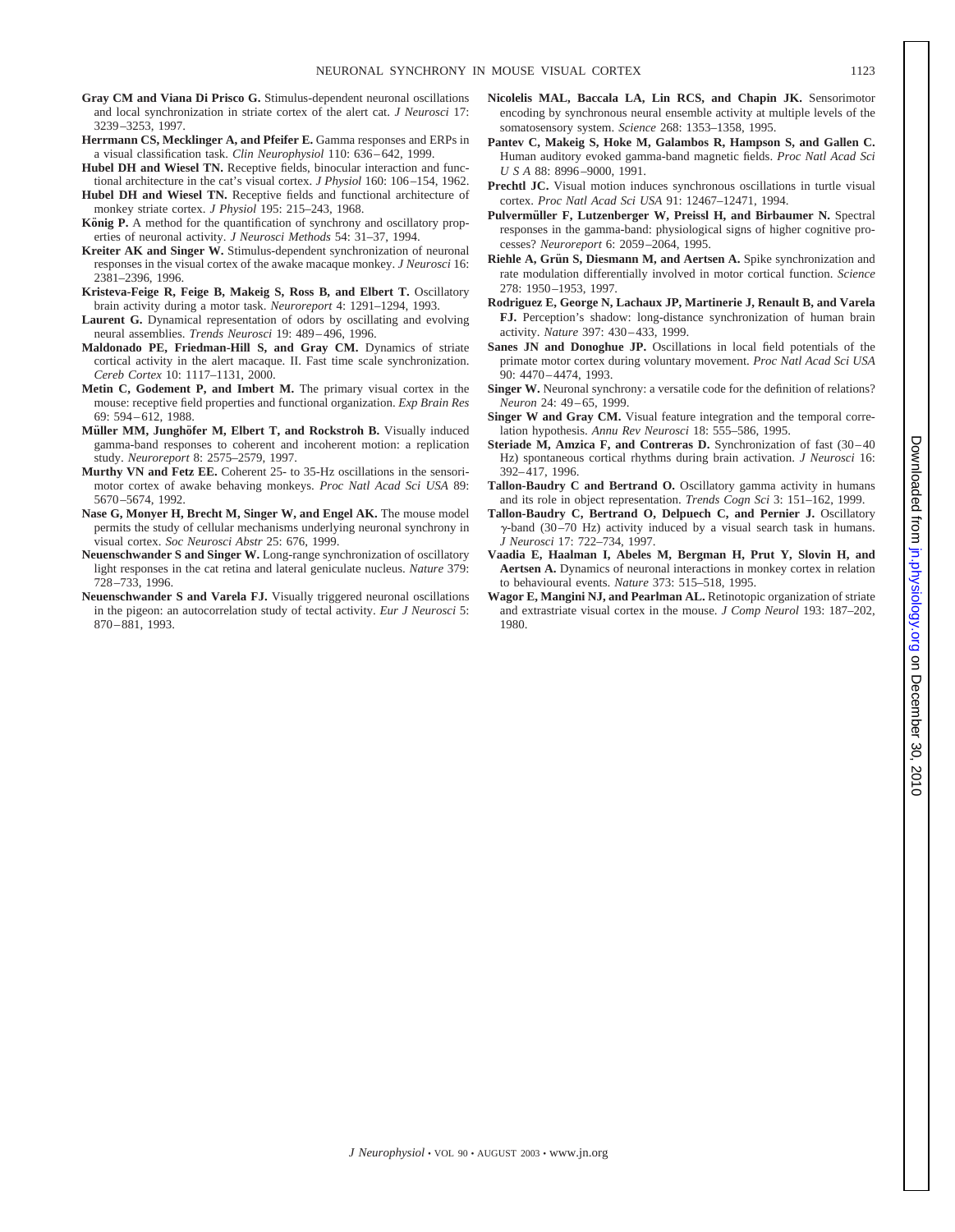**Gray CM and Viana Di Prisco G.** Stimulus-dependent neuronal oscillations and local synchronization in striate cortex of the alert cat. *J Neurosci* 17: 3239–3253, 1997.

**Herrmann CS, Mecklinger A, and Pfeifer E.** Gamma responses and ERPs in a visual classification task. *Clin Neurophysiol* 110: 636–642, 1999.

**Hubel DH and Wiesel TN.** Receptive fields, binocular interaction and functional architecture in the cat's visual cortex. *J Physiol* 160: 106–154, 1962.

**Hubel DH and Wiesel TN.** Receptive fields and functional architecture of monkey striate cortex. *J Physiol* 195: 215–243, 1968.

**König P.** A method for the quantification of synchrony and oscillatory properties of neuronal activity. *J Neurosci Methods* 54: 31–37, 1994.

**Kreiter AK and Singer W.** Stimulus-dependent synchronization of neuronal responses in the visual cortex of the awake macaque monkey. *J Neurosci* 16: 2381–2396, 1996.

**Kristeva-Feige R, Feige B, Makeig S, Ross B, and Elbert T.** Oscillatory brain activity during a motor task. *Neuroreport* 4: 1291–1294, 1993.

**Laurent G.** Dynamical representation of odors by oscillating and evolving neural assemblies. *Trends Neurosci* 19: 489–496, 1996.

**Maldonado PE, Friedman-Hill S, and Gray CM.** Dynamics of striate cortical activity in the alert macaque. II. Fast time scale synchronization. *Cereb Cortex* 10: 1117–1131, 2000.

**Metin C, Godement P, and Imbert M.** The primary visual cortex in the mouse: receptive field properties and functional organization. *Exp Brain Res* 69: 594–612, 1988.

**Müller MM, Junghöfer M, Elbert T, and Rockstroh B.** Visually induced gamma-band responses to coherent and incoherent motion: a replication study. *Neuroreport* 8: 2575–2579, 1997.

**Murthy VN and Fetz EE.** Coherent 25- to 35-Hz oscillations in the sensorimotor cortex of awake behaving monkeys. *Proc Natl Acad Sci USA* 89: 5670–5674, 1992.

**Nase G, Monyer H, Brecht M, Singer W, and Engel AK.** The mouse model permits the study of cellular mechanisms underlying neuronal synchrony in visual cortex. *Soc Neurosci Abstr* 25: 676, 1999.

**Neuenschwander S and Singer W.** Long-range synchronization of oscillatory light responses in the cat retina and lateral geniculate nucleus. *Nature* 379: 728–733, 1996.

**Neuenschwander S and Varela FJ.** Visually triggered neuronal oscillations in the pigeon: an autocorrelation study of tectal activity. *Eur J Neurosci* 5: 870–881, 1993.

**Nicolelis MAL, Baccala LA, Lin RCS, and Chapin JK.** Sensorimotor encoding by synchronous neural ensemble activity at multiple levels of the somatosensory system. *Science* 268: 1353–1358, 1995.

**Pantev C, Makeig S, Hoke M, Galambos R, Hampson S, and Gallen C.** Human auditory evoked gamma-band magnetic fields. *Proc Natl Acad Sci U S A* 88: 8996–9000, 1991.

**Prechtl JC.** Visual motion induces synchronous oscillations in turtle visual cortex. *Proc Natl Acad Sci USA* 91: 12467–12471, 1994.

**Pulvermüller F, Lutzenberger W, Preissl H, and Birbaumer N.** Spectral responses in the gamma-band: physiological signs of higher cognitive processes? *Neuroreport* 6: 2059–2064, 1995.

**Riehle A, Grün S, Diesmann M, and Aertsen A.** Spike synchronization and rate modulation differentially involved in motor cortical function. *Science* 278: 1950–1953, 1997.

**Rodriguez E, George N, Lachaux JP, Martinerie J, Renault B, and Varela FJ.** Perception's shadow: long-distance synchronization of human brain activity. *Nature* 397: 430–433, 1999.

**Sanes JN and Donoghue JP.** Oscillations in local field potentials of the primate motor cortex during voluntary movement. *Proc Natl Acad Sci USA* 90: 4470–4474, 1993.

**Singer W.** Neuronal synchrony: a versatile code for the definition of relations? *Neuron* 24: 49–65, 1999.

**Singer W and Gray CM.** Visual feature integration and the temporal correlation hypothesis. *Annu Rev Neurosci* 18: 555–586, 1995.

**Steriade M, Amzica F, and Contreras D.** Synchronization of fast (30–40 Hz) spontaneous cortical rhythms during brain activation. *J Neurosci* 16: 392–417, 1996.

**Tallon-Baudry C and Bertrand O.** Oscillatory gamma activity in humans and its role in object representation. *Trends Cogn Sci* 3: 151–162, 1999.

**Tallon-Baudry C, Bertrand O, Delpuech C, and Pernier J.** Oscillatory $\gamma$-band (30–70 Hz) activity induced by a visual search task in humans. *J Neurosci* 17: 722–734, 1997.

**Vaadia E, Haalman I, Abeles M, Bergman H, Prut Y, Slovin H, and Aertsen A.** Dynamics of neuronal interactions in monkey cortex in relation to behavioural events. *Nature* 373: 515–518, 1995.

**Wagor E, Mangini NJ, and Pearlman AL.** Retinotopic organization of striate and extrastriate visual cortex in the mouse. *J Comp Neurol* 193: 187–202, 1980.